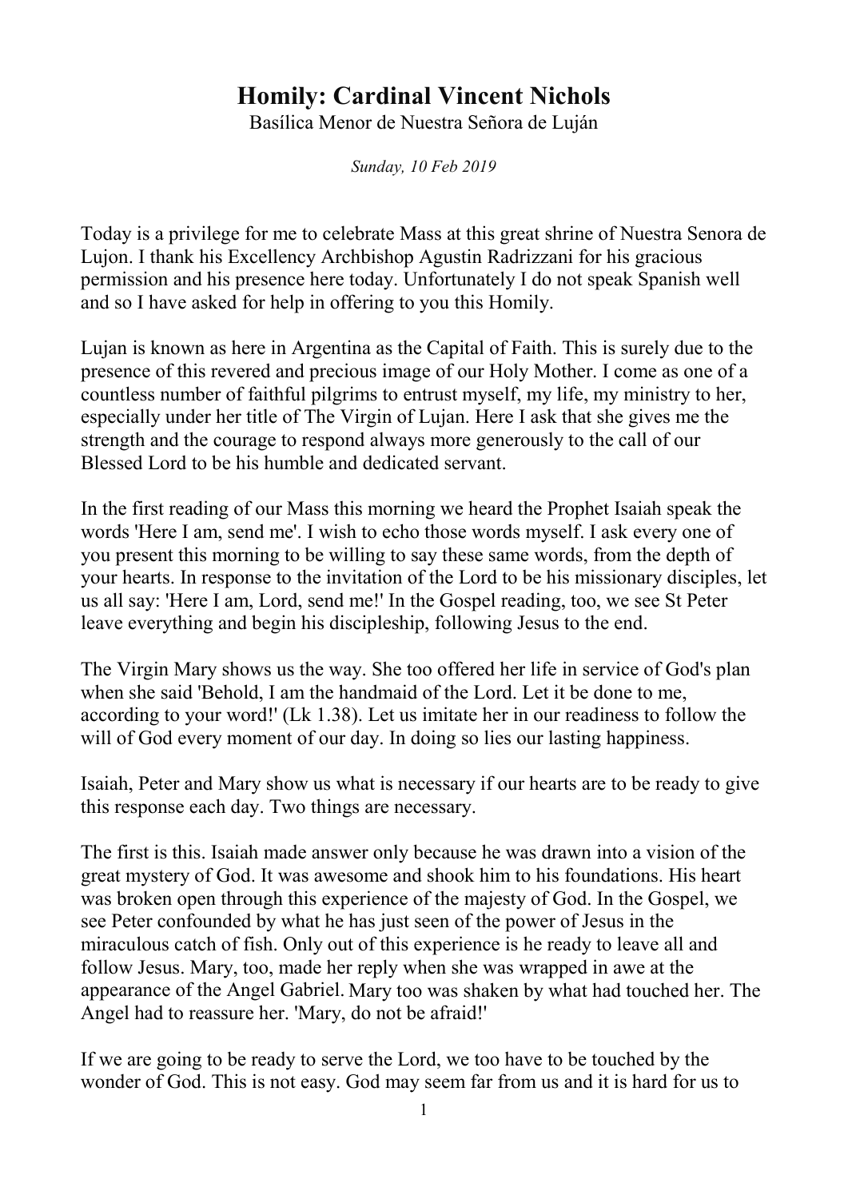# Homily: Cardinal Vincent Nichols

Basílica Menor de Nuestra Señora de Luján

*Sunday, 10 Feb 2019*

Today is a privilege for me to celebrate Mass at this great shrine of Nuestra Senora de Lujon. I thank his Excellency Archbishop Agustin Radrizzani for his gracious permission and his presence here today. Unfortunately I do not speak Spanish well and so I have asked for help in offering to you this Homily.

Lujan is known as here in Argentina as the Capital of Faith. This is surely due to the presence of this revered and precious image of our Holy Mother. I come as one of a countless number of faithful pilgrims to entrust myself, my life, my ministry to her, especially under her title of The Virgin of Lujan. Here I ask that she gives me the strength and the courage to respond always more generously to the call of our Blessed Lord to be his humble and dedicated servant.

In the first reading of our Mass this morning we heard the Prophet Isaiah speak the words 'Here I am, send me'. I wish to echo those words myself. I ask every one of you present this morning to be willing to say these same words, from the depth of your hearts. In response to the invitation of the Lord to be his missionary disciples, let us all say: 'Here I am, Lord, send me!' In the Gospel reading, too, we see St Peter leave everything and begin his discipleship, following Jesus to the end.

The Virgin Mary shows us the way. She too offered her life in service of God's plan when she said 'Behold, I am the handmaid of the Lord. Let it be done to me, according to your word!' (Lk 1.38). Let us imitate her in our readiness to follow the will of God every moment of our day. In doing so lies our lasting happiness.

Isaiah, Peter and Mary show us what is necessary if our hearts are to be ready to give this response each day. Two things are necessary.

The first is this. Isaiah made answer only because he was drawn into a vision of the great mystery of God. It was awesome and shook him to his foundations. His heart was broken open through this experience of the majesty of God. In the Gospel, we see Peter confounded by what he has just seen of the power of Jesus in the miraculous catch of fish. Only out of this experience is he ready to leave all and follow Jesus. Mary, too, made her reply when she was wrapped in awe at the appearance of the Angel Gabriel. Mary too was shaken by what had touched her. The Angel had to reassure her. 'Mary, do not be afraid!'

If we are going to be ready to serve the Lord, we too have to be touched by the wonder of God. This is not easy. God may seem far from us and it is hard for us to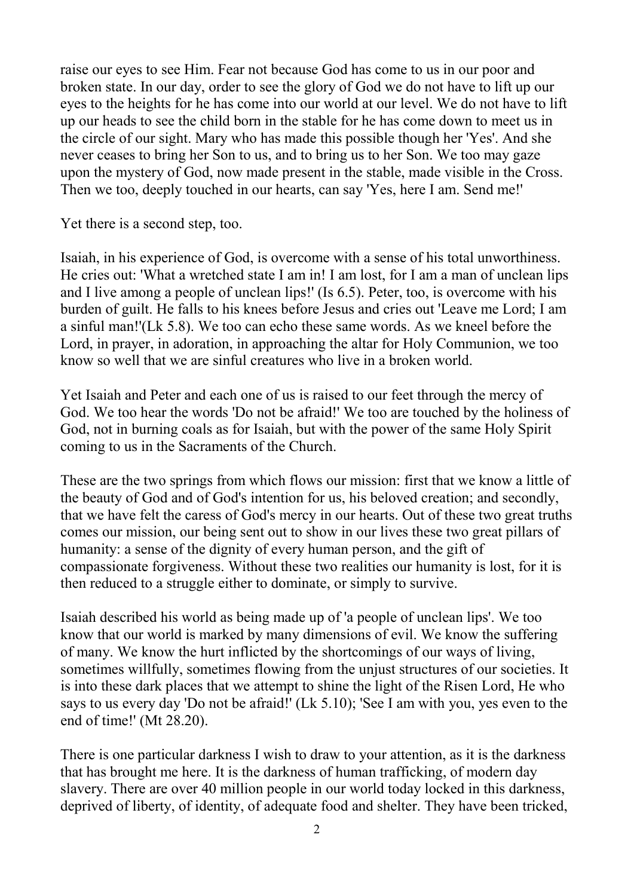raise our eyes to see Him. Fear not because God has come to us in our poor and broken state. In our day, order to see the glory of God we do not have to lift up our eyes to the heights for he has come into our world at our level. We do not have to lift up our heads to see the child born in the stable for he has come down to meet us in the circle of our sight. Mary who has made this possible though her 'Yes'. And she never ceases to bring her Son to us, and to bring us to her Son. We too may gaze upon the mystery of God, now made present in the stable, made visible in the Cross. Then we too, deeply touched in our hearts, can say 'Yes, here I am. Send me!'

Yet there is a second step, too.

Isaiah, in his experience of God, is overcome with a sense of his total unworthiness. He cries out: 'What a wretched state I am in! I am lost, for I am a man of unclean lips and I live among a people of unclean lips!' (Is 6.5). Peter, too, is overcome with his burden of guilt. He falls to his knees before Jesus and cries out 'Leave me Lord; I am a sinful man!'(Lk 5.8). We too can echo these same words. As we kneel before the Lord, in prayer, in adoration, in approaching the altar for Holy Communion, we too know so well that we are sinful creatures who live in a broken world.

Yet Isaiah and Peter and each one of us is raised to our feet through the mercy of God. We too hear the words 'Do not be afraid!' We too are touched by the holiness of God, not in burning coals as for Isaiah, but with the power of the same Holy Spirit coming to us in the Sacraments of the Church.

These are the two springs from which flows our mission: first that we know a little of the beauty of God and of God's intention for us, his beloved creation; and secondly, that we have felt the caress of God's mercy in our hearts. Out of these two great truths comes our mission, our being sent out to show in our lives these two great pillars of humanity: a sense of the dignity of every human person, and the gift of compassionate forgiveness. Without these two realities our humanity is lost, for it is then reduced to a struggle either to dominate, or simply to survive.

Isaiah described his world as being made up of 'a people of unclean lips'. We too know that our world is marked by many dimensions of evil. We know the suffering of many. We know the hurt inflicted by the shortcomings of our ways of living, sometimes willfully, sometimes flowing from the unjust structures of our societies. It is into these dark places that we attempt to shine the light of the Risen Lord, He who says to us every day 'Do not be afraid!' (Lk 5.10); 'See I am with you, yes even to the end of time!' (Mt 28.20).

There is one particular darkness I wish to draw to your attention, as it is the darkness that has brought me here. It is the darkness of human trafficking, of modern day slavery. There are over 40 million people in our world today locked in this darkness, deprived of liberty, of identity, of adequate food and shelter. They have been tricked,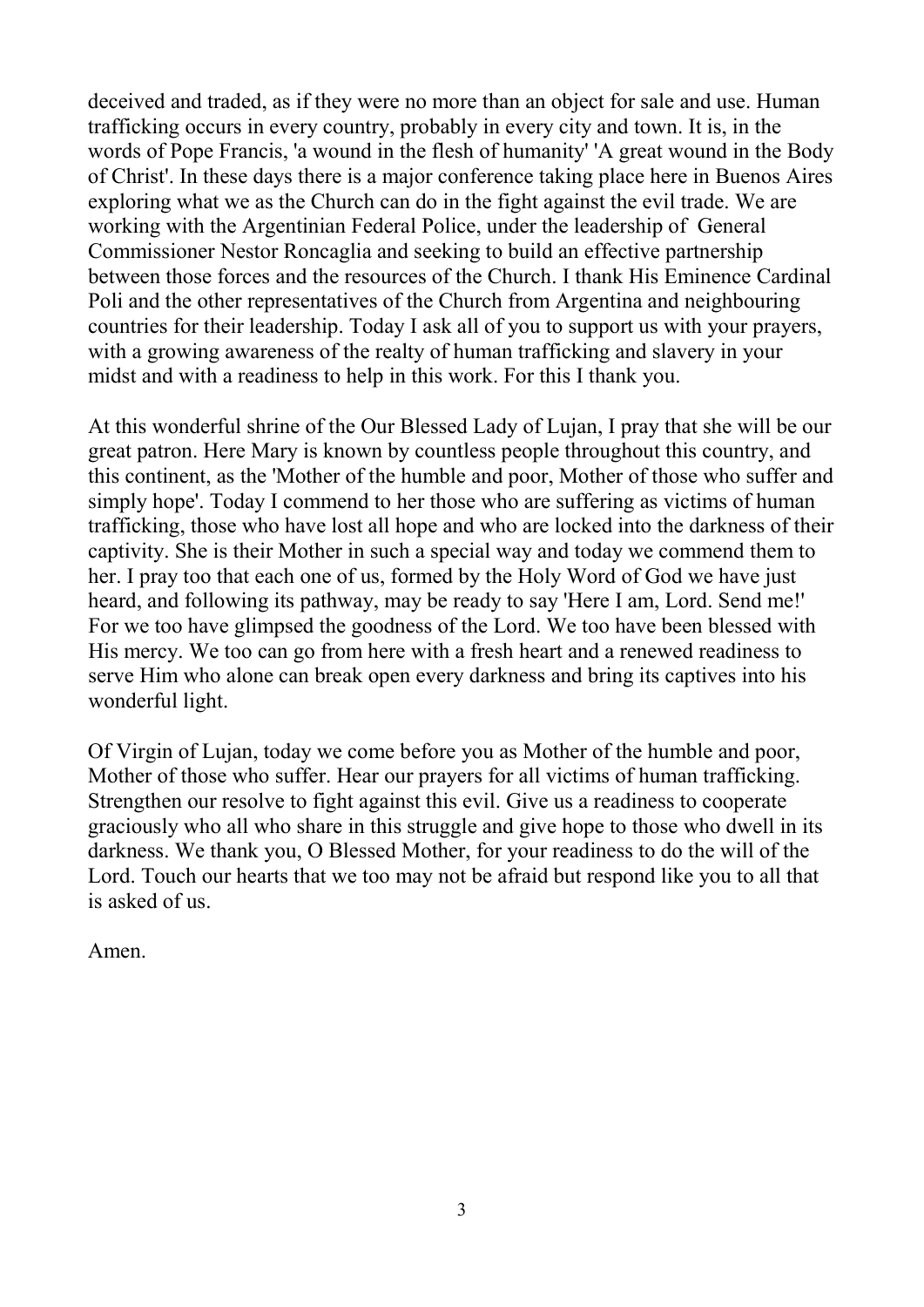deceived and traded, as if they were no more than an object for sale and use. Human trafficking occurs in every country, probably in every city and town. It is, in the words of Pope Francis, 'a wound in the flesh of humanity' 'A great wound in the Body of Christ'. In these days there is a major conference taking place here in Buenos Aires exploring what we as the Church can do in the fight against the evil trade. We are working with the Argentinian Federal Police, under the leadership of General Commissioner Nestor Roncaglia and seeking to build an effective partnership between those forces and the resources of the Church. I thank His Eminence Cardinal Poli and the other representatives of the Church from Argentina and neighbouring countries for their leadership. Today I ask all of you to support us with your prayers, with a growing awareness of the realty of human trafficking and slavery in your midst and with a readiness to help in this work. For this I thank you.

At this wonderful shrine of the Our Blessed Lady of Lujan, I pray that she will be our great patron. Here Mary is known by countless people throughout this country, and this continent, as the 'Mother of the humble and poor, Mother of those who suffer and simply hope'. Today I commend to her those who are suffering as victims of human trafficking, those who have lost all hope and who are locked into the darkness of their captivity. She is their Mother in such a special way and today we commend them to her. I pray too that each one of us, formed by the Holy Word of God we have just heard, and following its pathway, may be ready to say 'Here I am, Lord. Send me!' For we too have glimpsed the goodness of the Lord. We too have been blessed with His mercy. We too can go from here with a fresh heart and a renewed readiness to serve Him who alone can break open every darkness and bring its captives into his wonderful light.

Of Virgin of Lujan, today we come before you as Mother of the humble and poor, Mother of those who suffer. Hear our prayers for all victims of human trafficking. Strengthen our resolve to fight against this evil. Give us a readiness to cooperate graciously who all who share in this struggle and give hope to those who dwell in its darkness. We thank you, O Blessed Mother, for your readiness to do the will of the Lord. Touch our hearts that we too may not be afraid but respond like you to all that is asked of us.

Amen.